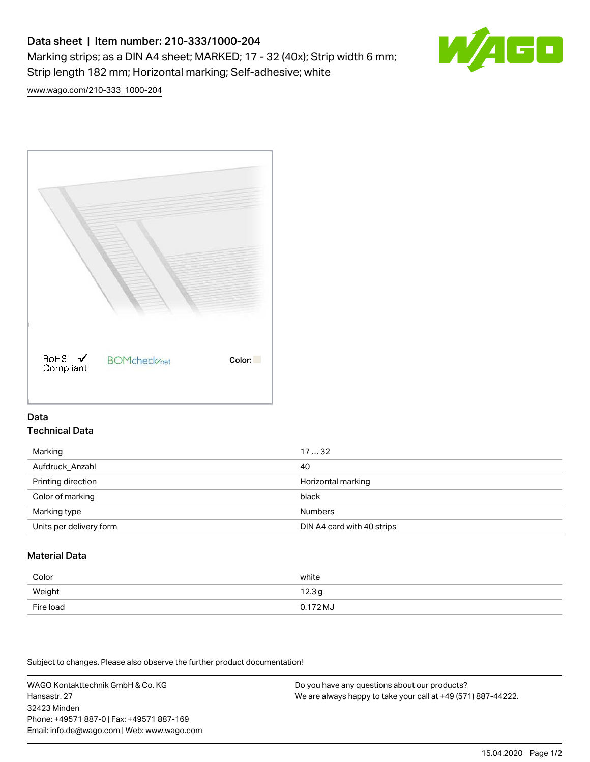# Data sheet | Item number: 210-333/1000-204

Marking strips; as a DIN A4 sheet; MARKED; 17 - 32 (40x); Strip width 6 mm; Strip length 182 mm; Horizontal marking; Self-adhesive; white

www.wago.com/210-333_1000-204

RoHS Compliant ✓ BOMcheck.net Color:

## Data

### Technical Data

| | |
|---|---|
| Marking | 17 … 32 |
| Aufdruck_Anzahl | 40 |
| Printing direction | Horizontal marking |
| Color of marking | black |
| Marking type | Numbers |
| Units per delivery form | DIN A4 card with 40 strips |

### Material Data

| | |
|---|---|
| Color | white |
| Weight | 12.3 g |
| Fire load | 0.172 MJ |

Subject to changes. Please also observe the further product documentation!

WAGO Kontakttechnik GmbH & Co. KG
Hansastr. 27
32423 Minden
Phone: +49571 887-0 | Fax: +49571 887-169
Email: info.de@wago.com | Web: www.wago.com

Do you have any questions about our products?
We are always happy to take your call at +49 (571) 887-44222.

15.04.2020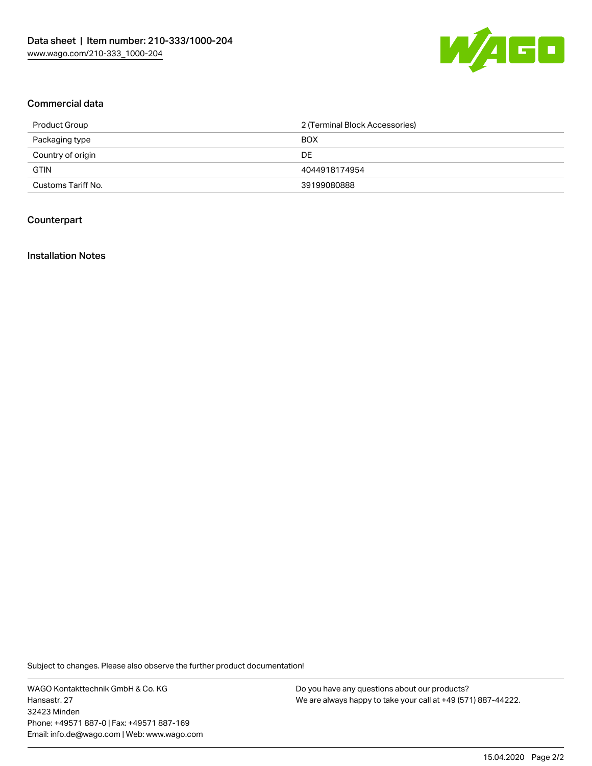## Commercial data

| | |
|---|---|
| Product Group | 2 (Terminal Block Accessories) |
| Packaging type | BOX |
| Country of origin | DE |
| GTIN | 4044918174954 |
| Customs Tariff No. | 39199080888 |

## Counterpart

## Installation Notes

Subject to changes. Please also observe the further product documentation!

WAGO Kontakttechnik GmbH & Co. KG
Hansastr. 27
32423 Minden
Phone: +49571 887-0 | Fax: +49571 887-169
Email: info.de@wago.com | Web: www.wago.com

Do you have any questions about our products?
We are always happy to take your call at +49 (571) 887-44222.

15.04.2020